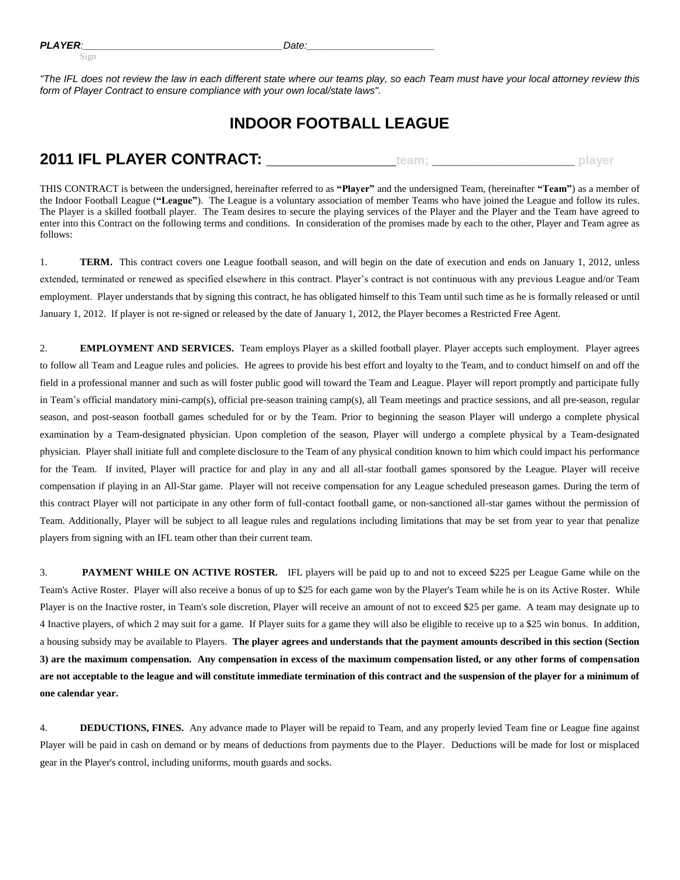*PLAYER*:\_\_\_\_\_\_\_\_\_\_\_\_\_\_\_\_\_\_\_\_\_\_\_\_\_\_\_\_\_\_\_\_\_\_\_\_\_*Date*:\_\_\_\_\_\_\_\_\_\_\_\_\_\_\_\_\_\_\_\_\_\_\_\_
Sign

*"The IFL does not review the law in each different state where our teams play, so each Team must have your local attorney review this form of Player Contract to ensure compliance with your own local/state laws".*

# INDOOR FOOTBALL LEAGUE

## 2011 IFL PLAYER CONTRACT: ___________________team; ______________________ player

THIS CONTRACT is between the undersigned, hereinafter referred to as **"Player"** and the undersigned Team, (hereinafter **"Team"**) as a member of the Indoor Football League (**"League"**). The League is a voluntary association of member Teams who have joined the League and follow its rules. The Player is a skilled football player. The Team desires to secure the playing services of the Player and the Player and the Team have agreed to enter into this Contract on the following terms and conditions. In consideration of the promises made by each to the other, Player and Team agree as follows:

1. **TERM.** This contract covers one League football season, and will begin on the date of execution and ends on January 1, 2012, unless extended, terminated or renewed as specified elsewhere in this contract. Player's contract is not continuous with any previous League and/or Team employment. Player understands that by signing this contract, he has obligated himself to this Team until such time as he is formally released or until January 1, 2012. If player is not re-signed or released by the date of January 1, 2012, the Player becomes a Restricted Free Agent.

2. **EMPLOYMENT AND SERVICES.** Team employs Player as a skilled football player. Player accepts such employment. Player agrees to follow all Team and League rules and policies. He agrees to provide his best effort and loyalty to the Team, and to conduct himself on and off the field in a professional manner and such as will foster public good will toward the Team and League. Player will report promptly and participate fully in Team's official mandatory mini-camp(s), official pre-season training camp(s), all Team meetings and practice sessions, and all pre-season, regular season, and post-season football games scheduled for or by the Team. Prior to beginning the season Player will undergo a complete physical examination by a Team-designated physician. Upon completion of the season, Player will undergo a complete physical by a Team-designated physician. Player shall initiate full and complete disclosure to the Team of any physical condition known to him which could impact his performance for the Team. If invited, Player will practice for and play in any and all all-star football games sponsored by the League. Player will receive compensation if playing in an All-Star game. Player will not receive compensation for any League scheduled preseason games. During the term of this contract Player will not participate in any other form of full-contact football game, or non-sanctioned all-star games without the permission of Team. Additionally, Player will be subject to all league rules and regulations including limitations that may be set from year to year that penalize players from signing with an IFL team other than their current team.

3. **PAYMENT WHILE ON ACTIVE ROSTER.** IFL players will be paid up to and not to exceed $225 per League Game while on the Team's Active Roster. Player will also receive a bonus of up to $25 for each game won by the Player's Team while he is on its Active Roster. While Player is on the Inactive roster, in Team's sole discretion, Player will receive an amount of not to exceed $25 per game. A team may designate up to 4 Inactive players, of which 2 may suit for a game. If Player suits for a game they will also be eligible to receive up to a $25 win bonus. In addition, a housing subsidy may be available to Players. **The player agrees and understands that the payment amounts described in this section (Section 3) are the maximum compensation. Any compensation in excess of the maximum compensation listed, or any other forms of compensation are not acceptable to the league and will constitute immediate termination of this contract and the suspension of the player for a minimum of one calendar year.**

4. **DEDUCTIONS, FINES.** Any advance made to Player will be repaid to Team, and any properly levied Team fine or League fine against Player will be paid in cash on demand or by means of deductions from payments due to the Player. Deductions will be made for lost or misplaced gear in the Player's control, including uniforms, mouth guards and socks.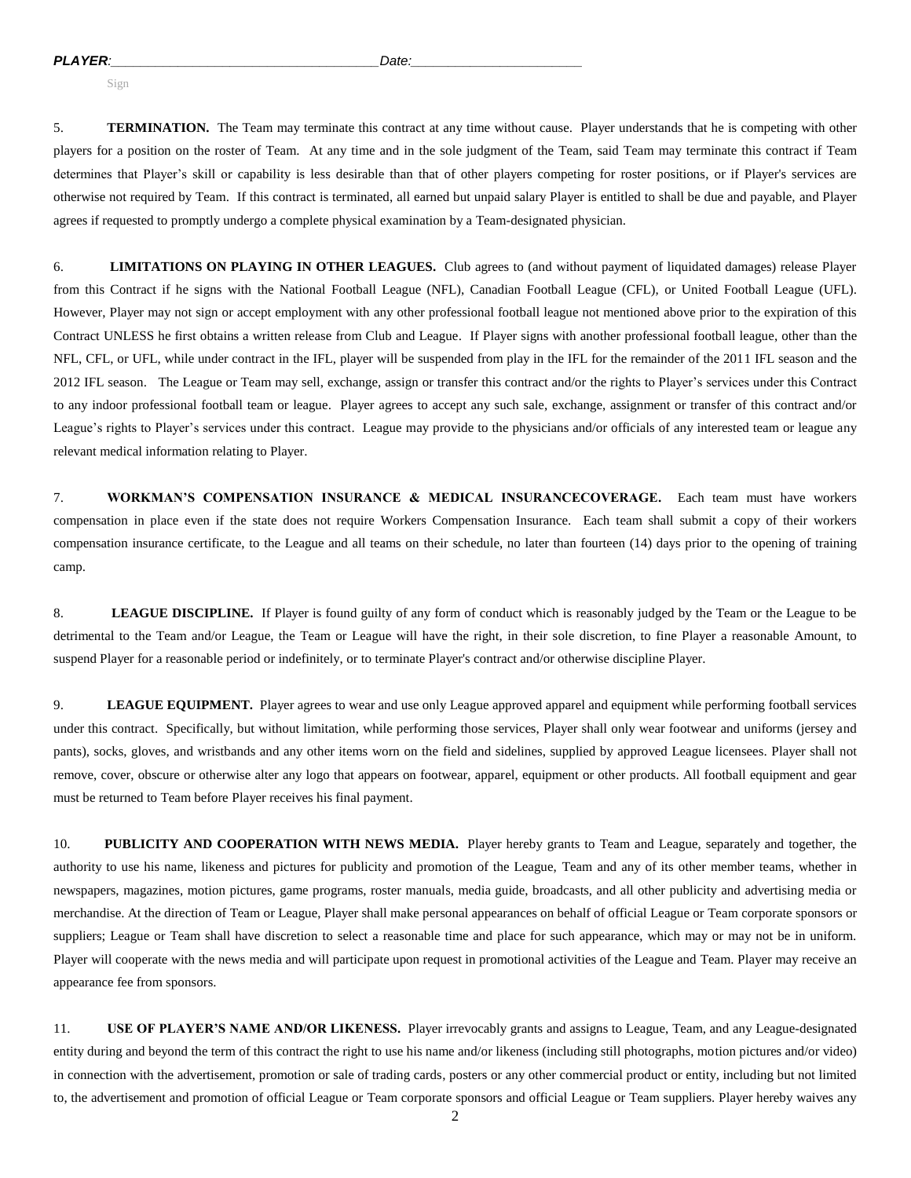***PLAYER***:_____________________________________ *Date*:________________________

Sign

5. **TERMINATION.** The Team may terminate this contract at any time without cause. Player understands that he is competing with other players for a position on the roster of Team. At any time and in the sole judgment of the Team, said Team may terminate this contract if Team determines that Player's skill or capability is less desirable than that of other players competing for roster positions, or if Player's services are otherwise not required by Team. If this contract is terminated, all earned but unpaid salary Player is entitled to shall be due and payable, and Player agrees if requested to promptly undergo a complete physical examination by a Team-designated physician.

6. **LIMITATIONS ON PLAYING IN OTHER LEAGUES.** Club agrees to (and without payment of liquidated damages) release Player from this Contract if he signs with the National Football League (NFL), Canadian Football League (CFL), or United Football League (UFL). However, Player may not sign or accept employment with any other professional football league not mentioned above prior to the expiration of this Contract UNLESS he first obtains a written release from Club and League. If Player signs with another professional football league, other than the NFL, CFL, or UFL, while under contract in the IFL, player will be suspended from play in the IFL for the remainder of the 2011 IFL season and the 2012 IFL season. The League or Team may sell, exchange, assign or transfer this contract and/or the rights to Player's services under this Contract to any indoor professional football team or league. Player agrees to accept any such sale, exchange, assignment or transfer of this contract and/or League's rights to Player's services under this contract. League may provide to the physicians and/or officials of any interested team or league any relevant medical information relating to Player.

7. **WORKMAN'S COMPENSATION INSURANCE & MEDICAL INSURANCECOVERAGE.** Each team must have workers compensation in place even if the state does not require Workers Compensation Insurance. Each team shall submit a copy of their workers compensation insurance certificate, to the League and all teams on their schedule, no later than fourteen (14) days prior to the opening of training camp.

8. **LEAGUE DISCIPLINE.** If Player is found guilty of any form of conduct which is reasonably judged by the Team or the League to be detrimental to the Team and/or League, the Team or League will have the right, in their sole discretion, to fine Player a reasonable Amount, to suspend Player for a reasonable period or indefinitely, or to terminate Player's contract and/or otherwise discipline Player.

9. **LEAGUE EQUIPMENT.** Player agrees to wear and use only League approved apparel and equipment while performing football services under this contract. Specifically, but without limitation, while performing those services, Player shall only wear footwear and uniforms (jersey and pants), socks, gloves, and wristbands and any other items worn on the field and sidelines, supplied by approved League licensees. Player shall not remove, cover, obscure or otherwise alter any logo that appears on footwear, apparel, equipment or other products. All football equipment and gear must be returned to Team before Player receives his final payment.

10. **PUBLICITY AND COOPERATION WITH NEWS MEDIA.** Player hereby grants to Team and League, separately and together, the authority to use his name, likeness and pictures for publicity and promotion of the League, Team and any of its other member teams, whether in newspapers, magazines, motion pictures, game programs, roster manuals, media guide, broadcasts, and all other publicity and advertising media or merchandise. At the direction of Team or League, Player shall make personal appearances on behalf of official League or Team corporate sponsors or suppliers; League or Team shall have discretion to select a reasonable time and place for such appearance, which may or may not be in uniform. Player will cooperate with the news media and will participate upon request in promotional activities of the League and Team. Player may receive an appearance fee from sponsors.

11. **USE OF PLAYER'S NAME AND/OR LIKENESS.** Player irrevocably grants and assigns to League, Team, and any League-designated entity during and beyond the term of this contract the right to use his name and/or likeness (including still photographs, motion pictures and/or video) in connection with the advertisement, promotion or sale of trading cards, posters or any other commercial product or entity, including but not limited to, the advertisement and promotion of official League or Team corporate sponsors and official League or Team suppliers. Player hereby waives any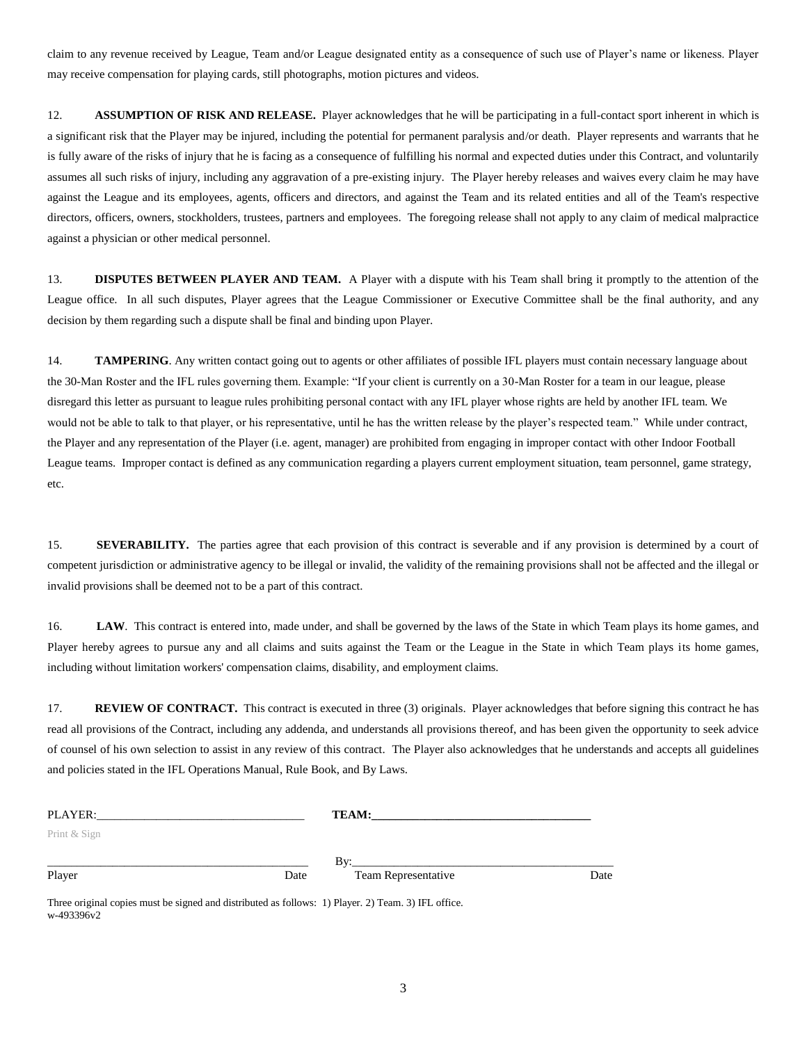claim to any revenue received by League, Team and/or League designated entity as a consequence of such use of Player's name or likeness. Player may receive compensation for playing cards, still photographs, motion pictures and videos.

12. **ASSUMPTION OF RISK AND RELEASE.** Player acknowledges that he will be participating in a full-contact sport inherent in which is a significant risk that the Player may be injured, including the potential for permanent paralysis and/or death. Player represents and warrants that he is fully aware of the risks of injury that he is facing as a consequence of fulfilling his normal and expected duties under this Contract, and voluntarily assumes all such risks of injury, including any aggravation of a pre-existing injury. The Player hereby releases and waives every claim he may have against the League and its employees, agents, officers and directors, and against the Team and its related entities and all of the Team's respective directors, officers, owners, stockholders, trustees, partners and employees. The foregoing release shall not apply to any claim of medical malpractice against a physician or other medical personnel.

13. **DISPUTES BETWEEN PLAYER AND TEAM.** A Player with a dispute with his Team shall bring it promptly to the attention of the League office. In all such disputes, Player agrees that the League Commissioner or Executive Committee shall be the final authority, and any decision by them regarding such a dispute shall be final and binding upon Player.

14. **TAMPERING**. Any written contact going out to agents or other affiliates of possible IFL players must contain necessary language about the 30-Man Roster and the IFL rules governing them. Example: "If your client is currently on a 30-Man Roster for a team in our league, please disregard this letter as pursuant to league rules prohibiting personal contact with any IFL player whose rights are held by another IFL team. We would not be able to talk to that player, or his representative, until he has the written release by the player's respected team." While under contract, the Player and any representation of the Player (i.e. agent, manager) are prohibited from engaging in improper contact with other Indoor Football League teams. Improper contact is defined as any communication regarding a players current employment situation, team personnel, game strategy, etc.

15. **SEVERABILITY.** The parties agree that each provision of this contract is severable and if any provision is determined by a court of competent jurisdiction or administrative agency to be illegal or invalid, the validity of the remaining provisions shall not be affected and the illegal or invalid provisions shall be deemed not to be a part of this contract.

16. **LAW**. This contract is entered into, made under, and shall be governed by the laws of the State in which Team plays its home games, and Player hereby agrees to pursue any and all claims and suits against the Team or the League in the State in which Team plays its home games, including without limitation workers' compensation claims, disability, and employment claims.

17. **REVIEW OF CONTRACT.** This contract is executed in three (3) originals. Player acknowledges that before signing this contract he has read all provisions of the Contract, including any addenda, and understands all provisions thereof, and has been given the opportunity to seek advice of counsel of his own selection to assist in any review of this contract. The Player also acknowledges that he understands and accepts all guidelines and policies stated in the IFL Operations Manual, Rule Book, and By Laws.

PLAYER:___________________________________ **TEAM:___________________________________**

Print & Sign

_____________________________________________ By:___________________________________________

Player Date Team Representative Date

Three original copies must be signed and distributed as follows: 1) Player. 2) Team. 3) IFL office.
w-493396v2